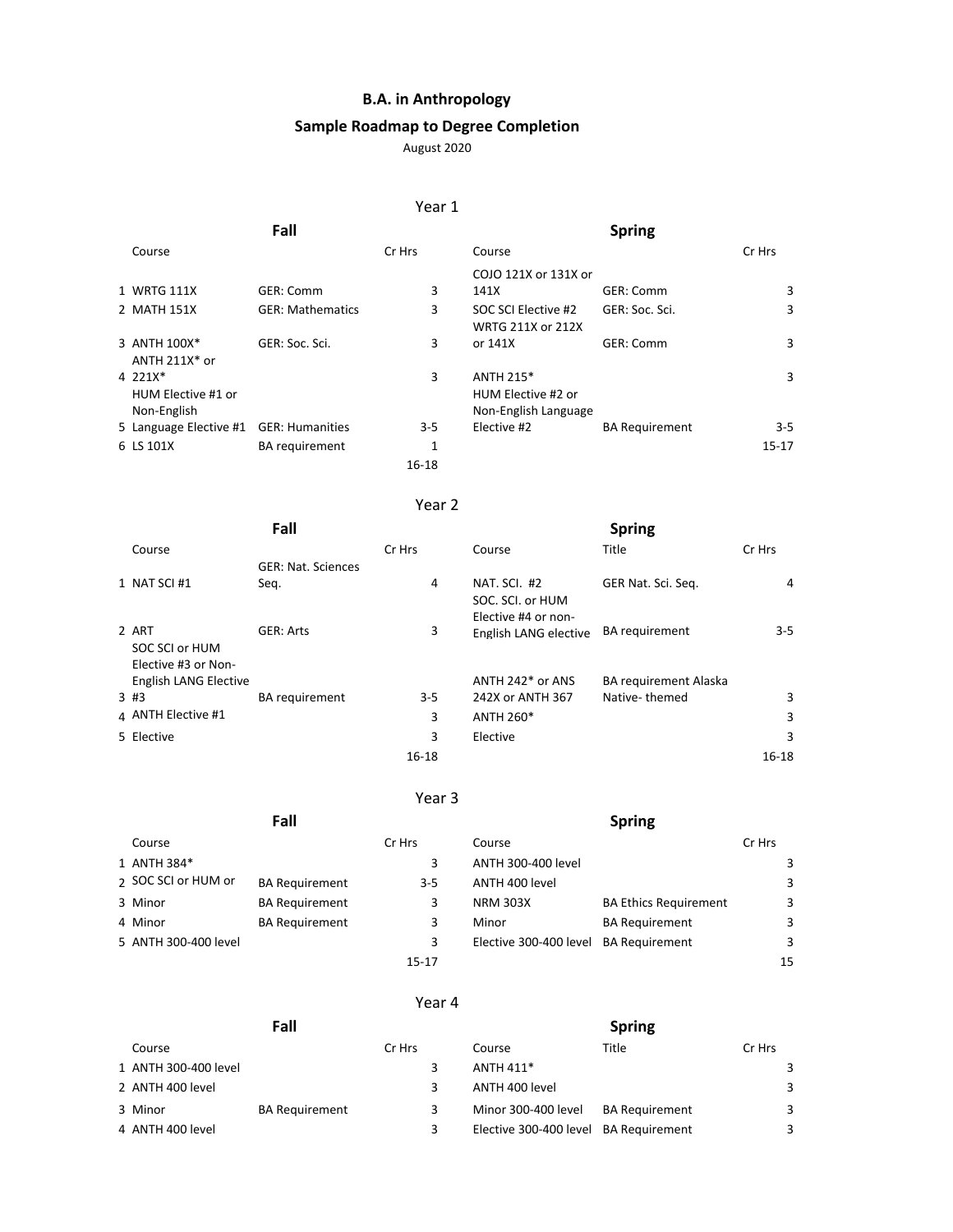# B.A. in Anthropology

## Sample Roadmap to Degree Completion

August 2020

### Year 1

| | Fall | | | Spring | | |
|---|---|---|---|---|---|---|
| | Course | | Cr Hrs | Course | | Cr Hrs |
| 1 | WRTG 111X | GER: Comm | 3 | COJO 121X or 131X or 141X | GER: Comm | 3 |
| 2 | MATH 151X | GER: Mathematics | 3 | SOC SCI Elective #2 | GER: Soc. Sci. | 3 |
| 3 | ANTH 100X* | GER: Soc. Sci. | 3 | WRTG 211X or 212X or 141X | GER: Comm | 3 |
| 4 | ANTH 211X* or 221X* | | 3 | ANTH 215* | | 3 |
| 5 | HUM Elective #1 or Non-English Language Elective #1 | GER: Humanities | 3-5 | HUM Elective #2 or Non-English Language Elective #2 | BA Requirement | 3-5 |
| 6 | LS 101X | BA requirement | 1 | | | 15-17 |
| | | | 16-18 | | | |

### Year 2

| | Fall | | | Spring | | |
|---|---|---|---|---|---|---|
| | Course | | Cr Hrs | Course | Title | Cr Hrs |
| 1 | NAT SCI #1 | GER: Nat. Sciences Seq. | 4 | NAT. SCI. #2 | GER Nat. Sci. Seq. | 4 |
| 2 | ART | GER: Arts | 3 | SOC. SCI. or HUM Elective #4 or non-English LANG elective | BA requirement | 3-5 |
| 3 | SOC SCI or HUM Elective #3 or Non-English LANG Elective #3 | BA requirement | 3-5 | ANTH 242* or ANS 242X or ANTH 367 | BA requirement Alaska Native- themed | 3 |
| 4 | ANTH Elective #1 | | 3 | ANTH 260* | | 3 |
| 5 | Elective | | 3 | Elective | | 3 |
| | | | 16-18 | | | 16-18 |

### Year 3

| | Fall | | | Spring | | |
|---|---|---|---|---|---|---|
| | Course | | Cr Hrs | Course | | Cr Hrs |
| 1 | ANTH 384* | | 3 | ANTH 300-400 level | | 3 |
| 2 | SOC SCI or HUM or | BA Requirement | 3-5 | ANTH 400 level | | 3 |
| 3 | Minor | BA Requirement | 3 | NRM 303X | BA Ethics Requirement | 3 |
| 4 | Minor | BA Requirement | 3 | Minor | BA Requirement | 3 |
| 5 | ANTH 300-400 level | | 3 | Elective 300-400 level | BA Requirement | 3 |
| | | | 15-17 | | | 15 |

### Year 4

| | Fall | | | Spring | | |
|---|---|---|---|---|---|---|
| | Course | | Cr Hrs | Course | Title | Cr Hrs |
| 1 | ANTH 300-400 level | | 3 | ANTH 411* | | 3 |
| 2 | ANTH 400 level | | 3 | ANTH 400 level | | 3 |
| 3 | Minor | BA Requirement | 3 | Minor 300-400 level | BA Requirement | 3 |
| 4 | ANTH 400 level | | 3 | Elective 300-400 level | BA Requirement | 3 |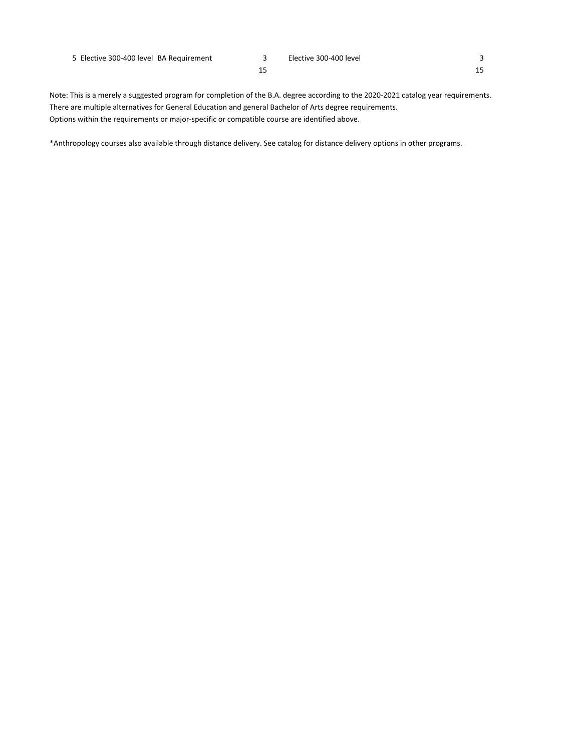| | | | | |
|---|---|---|---|---|
| 5 | Elective 300-400 level BA Requirement | 3 | Elective 300-400 level | 3 |
| | | 15 | | 15 |

Note: This is a merely a suggested program for completion of the B.A. degree according to the 2020-2021 catalog year requirements.
There are multiple alternatives for General Education and general Bachelor of Arts degree requirements.
Options within the requirements or major-specific or compatible course are identified above.

*Anthropology courses also available through distance delivery. See catalog for distance delivery options in other programs.